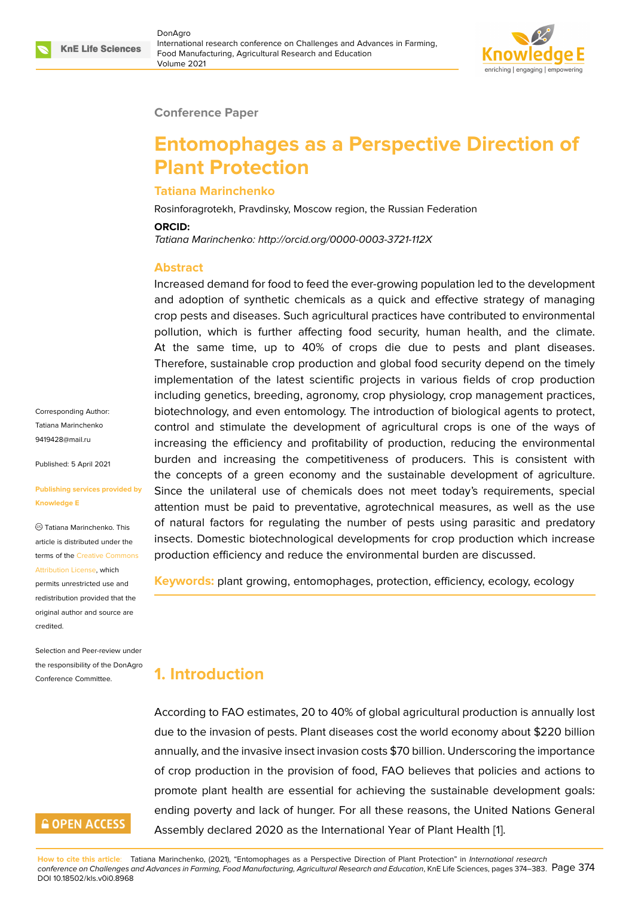Conference Paper

# Entomophages as a Perspective Direction of Plant Protection

**Tatiana Marinchenko**

Rosinforagrotekh, Pravdinsky, Moscow region, the Russian Federation

**ORCID:**

*Tatiana Marinchenko: http://orcid.org/0000-0003-3721-112X*

Corresponding Author: Tatiana Marinchenko 9419428@mail.ru

Published: 5 April 2021

Publishing services provided by Knowledge E

Tatiana Marinchenko. This article is distributed under the terms of the Creative Commons Attribution License, which permits unrestricted use and redistribution provided that the original author and source are credited.

Selection and Peer-review under the responsibility of the DonAgro Conference Committee.

## Abstract

Increased demand for food to feed the ever-growing population led to the development and adoption of synthetic chemicals as a quick and effective strategy of managing crop pests and diseases. Such agricultural practices have contributed to environmental pollution, which is further affecting food security, human health, and the climate. At the same time, up to 40% of crops die due to pests and plant diseases. Therefore, sustainable crop production and global food security depend on the timely implementation of the latest scientific projects in various fields of crop production including genetics, breeding, agronomy, crop physiology, crop management practices, biotechnology, and even entomology. The introduction of biological agents to protect, control and stimulate the development of agricultural crops is one of the ways of increasing the efficiency and profitability of production, reducing the environmental burden and increasing the competitiveness of producers. This is consistent with the concepts of a green economy and the sustainable development of agriculture. Since the unilateral use of chemicals does not meet today's requirements, special attention must be paid to preventative, agrotechnical measures, as well as the use of natural factors for regulating the number of pests using parasitic and predatory insects. Domestic biotechnological developments for crop production which increase production efficiency and reduce the environmental burden are discussed.

**Keywords:** plant growing, entomophages, protection, efficiency, ecology, ecology

## 1. Introduction

According to FAO estimates, 20 to 40% of global agricultural production is annually lost due to the invasion of pests. Plant diseases cost the world economy about $220 billion annually, and the invasive insect invasion costs $70 billion. Underscoring the importance of crop production in the provision of food, FAO believes that policies and actions to promote plant health are essential for achieving the sustainable development goals: ending poverty and lack of hunger. For all these reasons, the United Nations General Assembly declared 2020 as the International Year of Plant Health [1].

**How to cite this article:** Tatiana Marinchenko, (2021), "Entomophages as a Perspective Direction of Plant Protection" in *International research conference on Challenges and Advances in Farming, Food Manufacturing, Agricultural Research and Education*, KnE Life Sciences, pages 374–383. DOI 10.18502/kls.v0i0.8968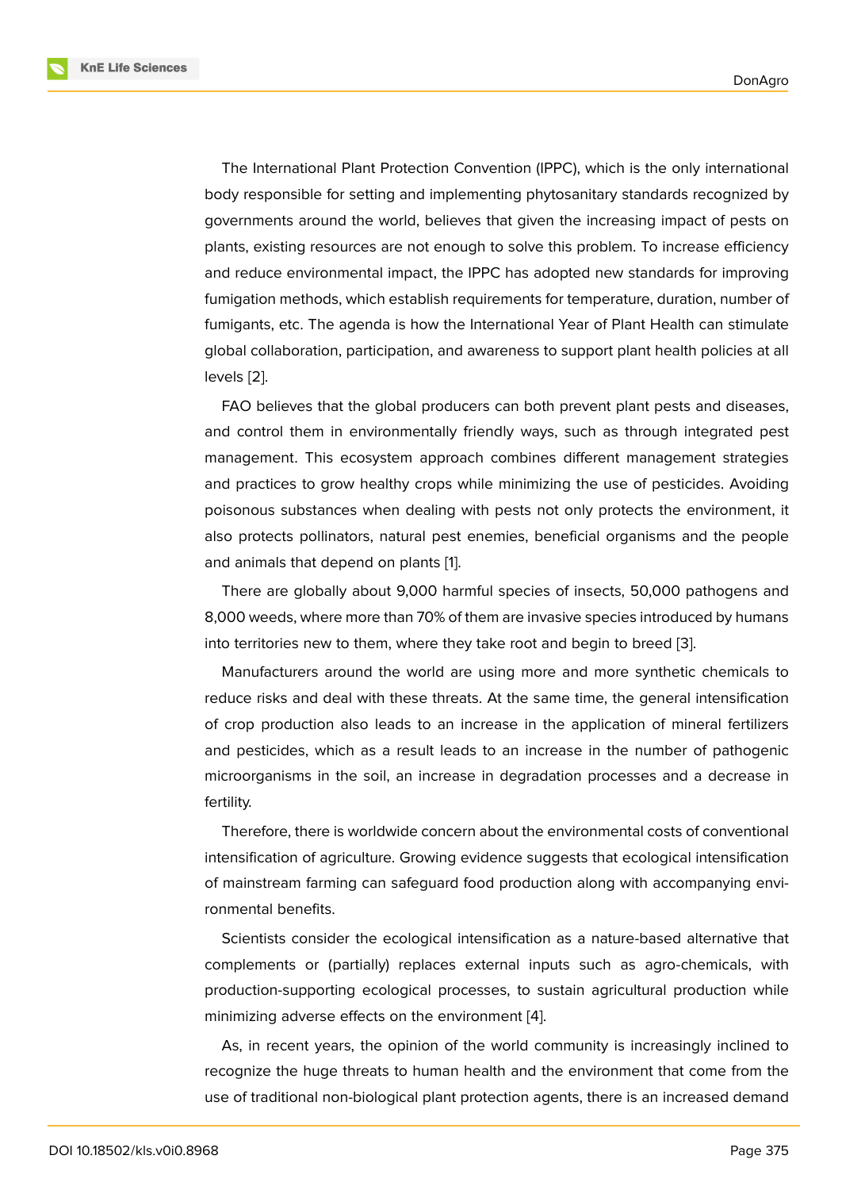The International Plant Protection Convention (IPPC), which is the only international body responsible for setting and implementing phytosanitary standards recognized by governments around the world, believes that given the increasing impact of pests on plants, existing resources are not enough to solve this problem. To increase efficiency and reduce environmental impact, the IPPC has adopted new standards for improving fumigation methods, which establish requirements for temperature, duration, number of fumigants, etc. The agenda is how the International Year of Plant Health can stimulate global collaboration, participation, and awareness to support plant health policies at all levels [2].

FAO believes that the global producers can both prevent plant pests and diseases, and control them in environmentally friendly ways, such as through integrated pest management. This ecosystem approach combines different management strategies and practices to grow healthy crops while minimizing the use of pesticides. Avoiding poisonous substances when dealing with pests not only protects the environment, it also protects pollinators, natural pest enemies, beneficial organisms and the people and animals that depend on plants [1].

There are globally about 9,000 harmful species of insects, 50,000 pathogens and 8,000 weeds, where more than 70% of them are invasive species introduced by humans into territories new to them, where they take root and begin to breed [3].

Manufacturers around the world are using more and more synthetic chemicals to reduce risks and deal with these threats. At the same time, the general intensification of crop production also leads to an increase in the application of mineral fertilizers and pesticides, which as a result leads to an increase in the number of pathogenic microorganisms in the soil, an increase in degradation processes and a decrease in fertility.

Therefore, there is worldwide concern about the environmental costs of conventional intensification of agriculture. Growing evidence suggests that ecological intensification of mainstream farming can safeguard food production along with accompanying environmental benefits.

Scientists consider the ecological intensification as a nature-based alternative that complements or (partially) replaces external inputs such as agro-chemicals, with production-supporting ecological processes, to sustain agricultural production while minimizing adverse effects on the environment [4].

As, in recent years, the opinion of the world community is increasingly inclined to recognize the huge threats to human health and the environment that come from the use of traditional non-biological plant protection agents, there is an increased demand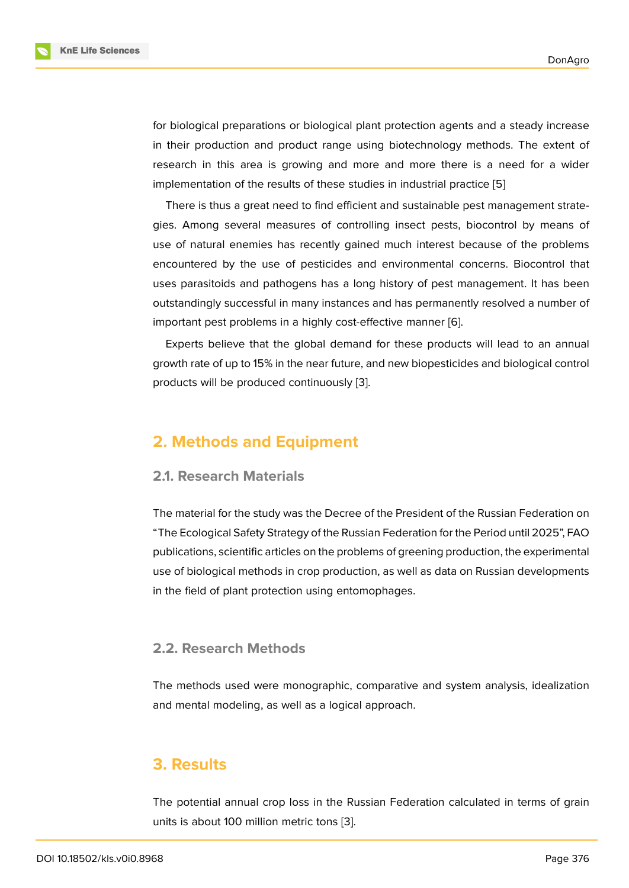for biological preparations or biological plant protection agents and a steady increase in their production and product range using biotechnology methods. The extent of research in this area is growing and more and more there is a need for a wider implementation of the results of these studies in industrial practice [5]

There is thus a great need to find efficient and sustainable pest management strategies. Among several measures of controlling insect pests, biocontrol by means of use of natural enemies has recently gained much interest because of the problems encountered by the use of pesticides and environmental concerns. Biocontrol that uses parasitoids and pathogens has a long history of pest management. It has been outstandingly successful in many instances and has permanently resolved a number of important pest problems in a highly cost-effective manner [6].

Experts believe that the global demand for these products will lead to an annual growth rate of up to 15% in the near future, and new biopesticides and biological control products will be produced continuously [3].

## 2. Methods and Equipment

### 2.1. Research Materials

The material for the study was the Decree of the President of the Russian Federation on "The Ecological Safety Strategy of the Russian Federation for the Period until 2025", FAO publications, scientific articles on the problems of greening production, the experimental use of biological methods in crop production, as well as data on Russian developments in the field of plant protection using entomophages.

### 2.2. Research Methods

The methods used were monographic, comparative and system analysis, idealization and mental modeling, as well as a logical approach.

## 3. Results

The potential annual crop loss in the Russian Federation calculated in terms of grain units is about 100 million metric tons [3].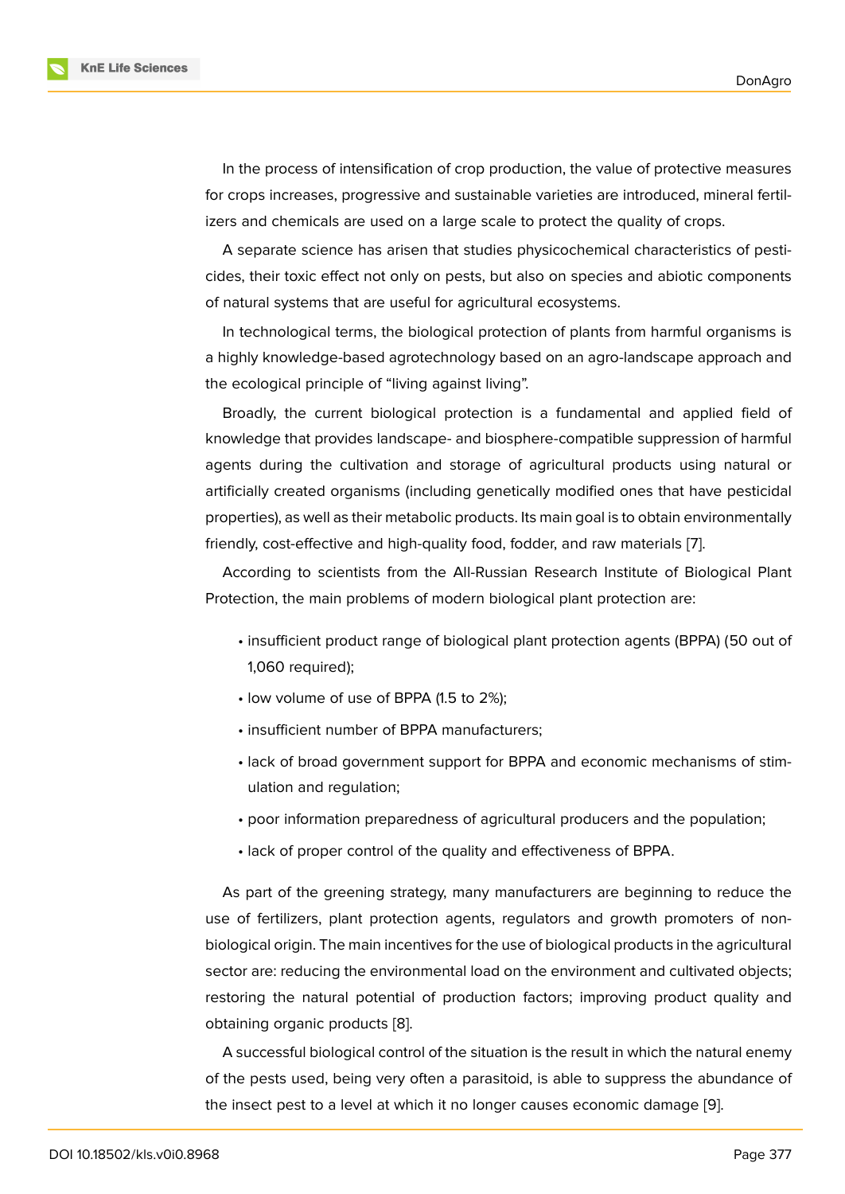In the process of intensification of crop production, the value of protective measures for crops increases, progressive and sustainable varieties are introduced, mineral fertilizers and chemicals are used on a large scale to protect the quality of crops.

A separate science has arisen that studies physicochemical characteristics of pesticides, their toxic effect not only on pests, but also on species and abiotic components of natural systems that are useful for agricultural ecosystems.

In technological terms, the biological protection of plants from harmful organisms is a highly knowledge-based agrotechnology based on an agro-landscape approach and the ecological principle of "living against living".

Broadly, the current biological protection is a fundamental and applied field of knowledge that provides landscape- and biosphere-compatible suppression of harmful agents during the cultivation and storage of agricultural products using natural or artificially created organisms (including genetically modified ones that have pesticidal properties), as well as their metabolic products. Its main goal is to obtain environmentally friendly, cost-effective and high-quality food, fodder, and raw materials [7].

According to scientists from the All-Russian Research Institute of Biological Plant Protection, the main problems of modern biological plant protection are:

- insufficient product range of biological plant protection agents (BPPA) (50 out of 1,060 required);
- low volume of use of BPPA (1.5 to 2%);
- insufficient number of BPPA manufacturers;
- lack of broad government support for BPPA and economic mechanisms of stimulation and regulation;
- poor information preparedness of agricultural producers and the population;
- lack of proper control of the quality and effectiveness of BPPA.

As part of the greening strategy, many manufacturers are beginning to reduce the use of fertilizers, plant protection agents, regulators and growth promoters of non-biological origin. The main incentives for the use of biological products in the agricultural sector are: reducing the environmental load on the environment and cultivated objects; restoring the natural potential of production factors; improving product quality and obtaining organic products [8].

A successful biological control of the situation is the result in which the natural enemy of the pests used, being very often a parasitoid, is able to suppress the abundance of the insect pest to a level at which it no longer causes economic damage [9].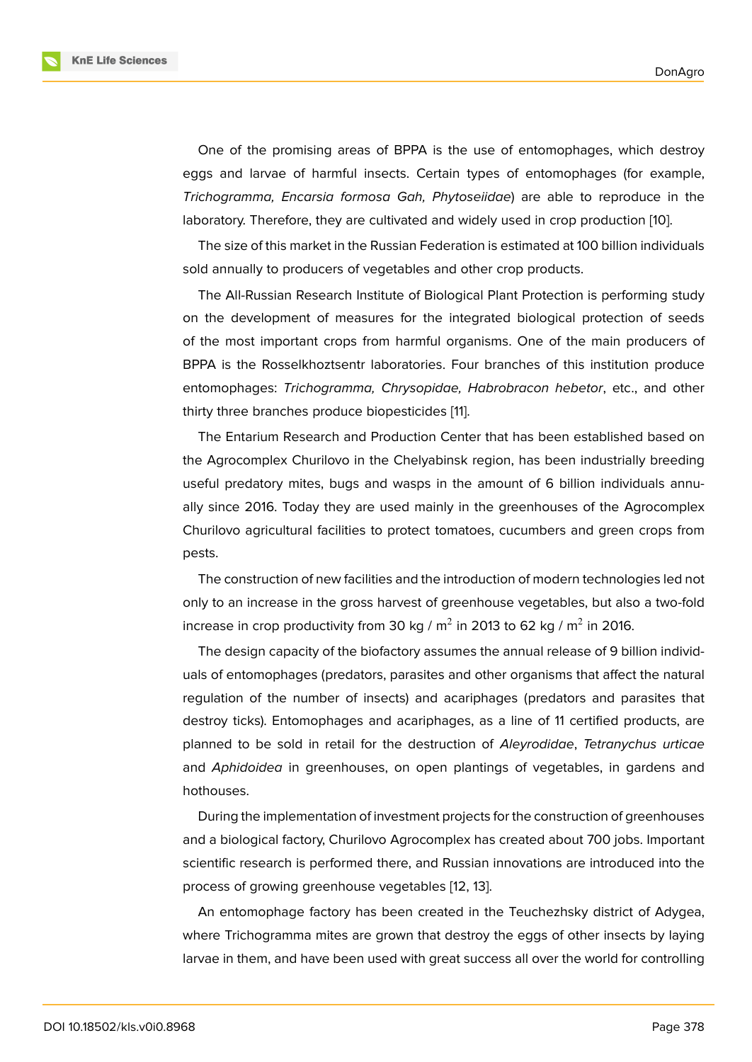One of the promising areas of BPPA is the use of entomophages, which destroy eggs and larvae of harmful insects. Certain types of entomophages (for example, *Trichogramma, Encarsia formosa Gah, Phytoseiidae*) are able to reproduce in the laboratory. Therefore, they are cultivated and widely used in crop production [10].

The size of this market in the Russian Federation is estimated at 100 billion individuals sold annually to producers of vegetables and other crop products.

The All-Russian Research Institute of Biological Plant Protection is performing study on the development of measures for the integrated biological protection of seeds of the most important crops from harmful organisms. One of the main producers of BPPA is the Rosselkhoztsentr laboratories. Four branches of this institution produce entomophages: *Trichogramma, Chrysopidae, Habrobracon hebetor*, etc., and other thirty three branches produce biopesticides [11].

The Entarium Research and Production Center that has been established based on the Agrocomplex Churilovo in the Chelyabinsk region, has been industrially breeding useful predatory mites, bugs and wasps in the amount of 6 billion individuals annually since 2016. Today they are used mainly in the greenhouses of the Agrocomplex Churilovo agricultural facilities to protect tomatoes, cucumbers and green crops from pests.

The construction of new facilities and the introduction of modern technologies led not only to an increase in the gross harvest of greenhouse vegetables, but also a two-fold increase in crop productivity from 30 kg / $m^2$ in 2013 to 62 kg / $m^2$ in 2016.

The design capacity of the biofactory assumes the annual release of 9 billion individuals of entomophages (predators, parasites and other organisms that affect the natural regulation of the number of insects) and acariphages (predators and parasites that destroy ticks). Entomophages and acariphages, as a line of 11 certified products, are planned to be sold in retail for the destruction of *Aleyrodidae*, *Tetranychus urticae* and *Aphidoidea* in greenhouses, on open plantings of vegetables, in gardens and hothouses.

During the implementation of investment projects for the construction of greenhouses and a biological factory, Churilovo Agrocomplex has created about 700 jobs. Important scientific research is performed there, and Russian innovations are introduced into the process of growing greenhouse vegetables [12, 13].

An entomophage factory has been created in the Teuchezhsky district of Adygea, where Trichogramma mites are grown that destroy the eggs of other insects by laying larvae in them, and have been used with great success all over the world for controlling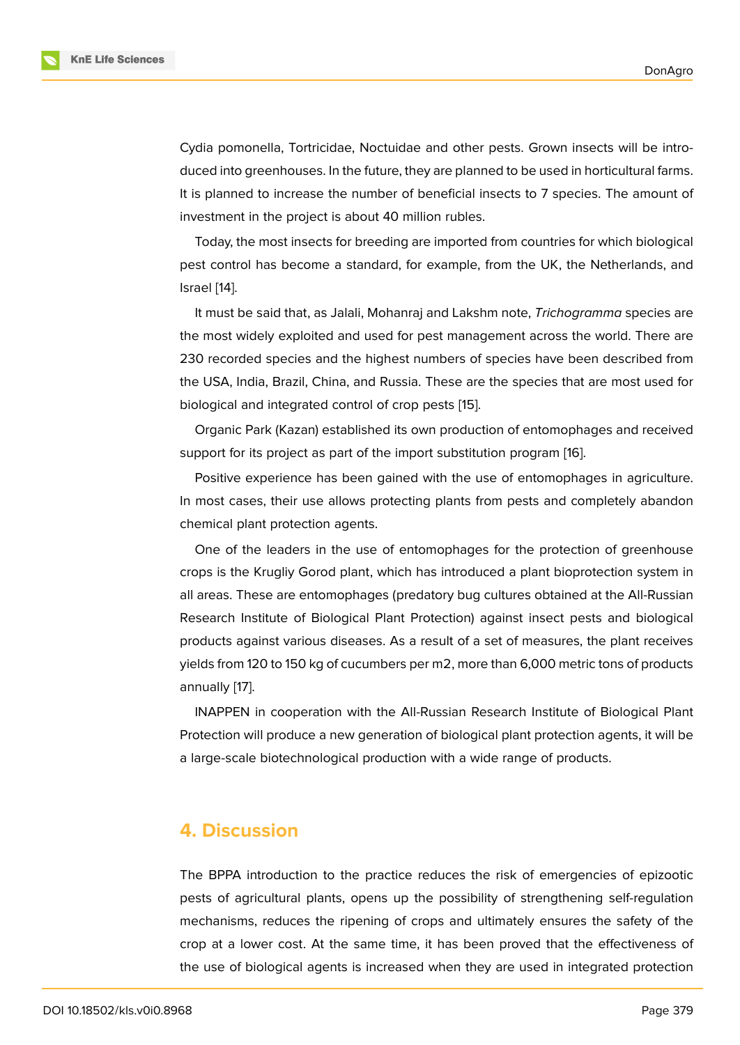Cydia pomonella, Tortricidae, Noctuidae and other pests. Grown insects will be introduced into greenhouses. In the future, they are planned to be used in horticultural farms. It is planned to increase the number of beneficial insects to 7 species. The amount of investment in the project is about 40 million rubles.

Today, the most insects for breeding are imported from countries for which biological pest control has become a standard, for example, from the UK, the Netherlands, and Israel [14].

It must be said that, as Jalali, Mohanraj and Lakshm note, *Trichogramma* species are the most widely exploited and used for pest management across the world. There are 230 recorded species and the highest numbers of species have been described from the USA, India, Brazil, China, and Russia. These are the species that are most used for biological and integrated control of crop pests [15].

Organic Park (Kazan) established its own production of entomophages and received support for its project as part of the import substitution program [16].

Positive experience has been gained with the use of entomophages in agriculture. In most cases, their use allows protecting plants from pests and completely abandon chemical plant protection agents.

One of the leaders in the use of entomophages for the protection of greenhouse crops is the Krugliy Gorod plant, which has introduced a plant bioprotection system in all areas. These are entomophages (predatory bug cultures obtained at the All-Russian Research Institute of Biological Plant Protection) against insect pests and biological products against various diseases. As a result of a set of measures, the plant receives yields from 120 to 150 kg of cucumbers per m2, more than 6,000 metric tons of products annually [17].

INAPPEN in cooperation with the All-Russian Research Institute of Biological Plant Protection will produce a new generation of biological plant protection agents, it will be a large-scale biotechnological production with a wide range of products.

## 4. Discussion

The BPPA introduction to the practice reduces the risk of emergencies of epizootic pests of agricultural plants, opens up the possibility of strengthening self-regulation mechanisms, reduces the ripening of crops and ultimately ensures the safety of the crop at a lower cost. At the same time, it has been proved that the effectiveness of the use of biological agents is increased when they are used in integrated protection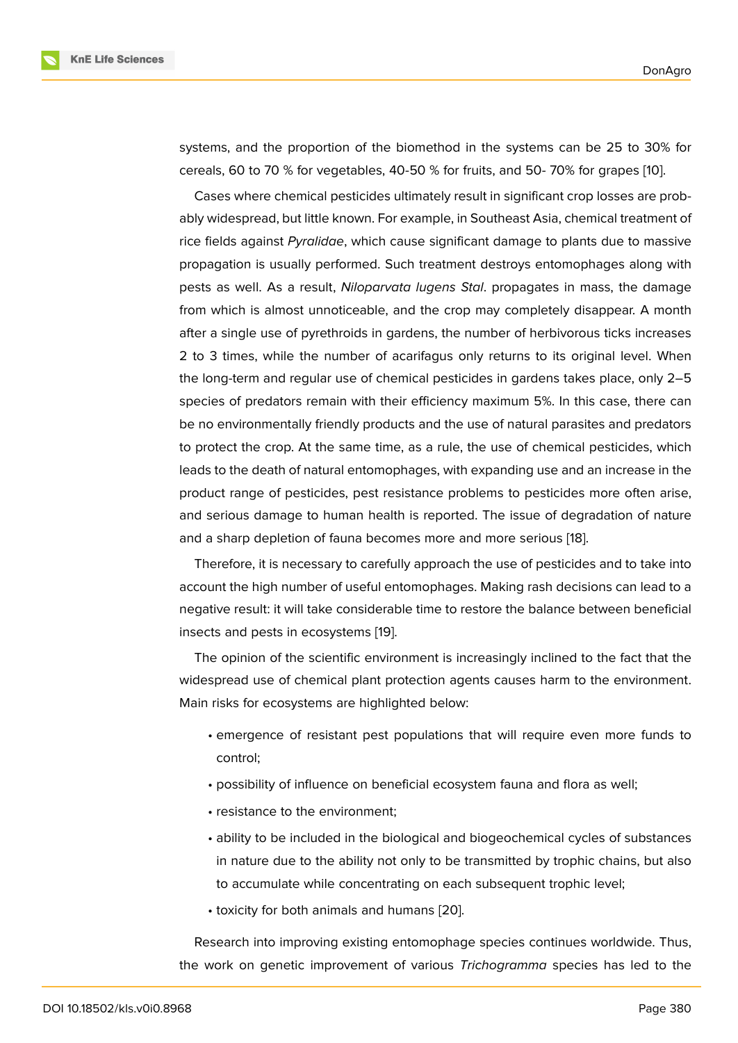systems, and the proportion of the biomethod in the systems can be 25 to 30% for cereals, 60 to 70 % for vegetables, 40-50 % for fruits, and 50- 70% for grapes [10].

Cases where chemical pesticides ultimately result in significant crop losses are probably widespread, but little known. For example, in Southeast Asia, chemical treatment of rice fields against *Pyralidae*, which cause significant damage to plants due to massive propagation is usually performed. Such treatment destroys entomophages along with pests as well. As a result, *Niloparvata lugens Stal*. propagates in mass, the damage from which is almost unnoticeable, and the crop may completely disappear. A month after a single use of pyrethroids in gardens, the number of herbivorous ticks increases 2 to 3 times, while the number of acarifagus only returns to its original level. When the long-term and regular use of chemical pesticides in gardens takes place, only 2–5 species of predators remain with their efficiency maximum 5%. In this case, there can be no environmentally friendly products and the use of natural parasites and predators to protect the crop. At the same time, as a rule, the use of chemical pesticides, which leads to the death of natural entomophages, with expanding use and an increase in the product range of pesticides, pest resistance problems to pesticides more often arise, and serious damage to human health is reported. The issue of degradation of nature and a sharp depletion of fauna becomes more and more serious [18].

Therefore, it is necessary to carefully approach the use of pesticides and to take into account the high number of useful entomophages. Making rash decisions can lead to a negative result: it will take considerable time to restore the balance between beneficial insects and pests in ecosystems [19].

The opinion of the scientific environment is increasingly inclined to the fact that the widespread use of chemical plant protection agents causes harm to the environment. Main risks for ecosystems are highlighted below:

- emergence of resistant pest populations that will require even more funds to control;
- possibility of influence on beneficial ecosystem fauna and flora as well;
- resistance to the environment;
- ability to be included in the biological and biogeochemical cycles of substances in nature due to the ability not only to be transmitted by trophic chains, but also to accumulate while concentrating on each subsequent trophic level;
- toxicity for both animals and humans [20].

Research into improving existing entomophage species continues worldwide. Thus, the work on genetic improvement of various *Trichogramma* species has led to the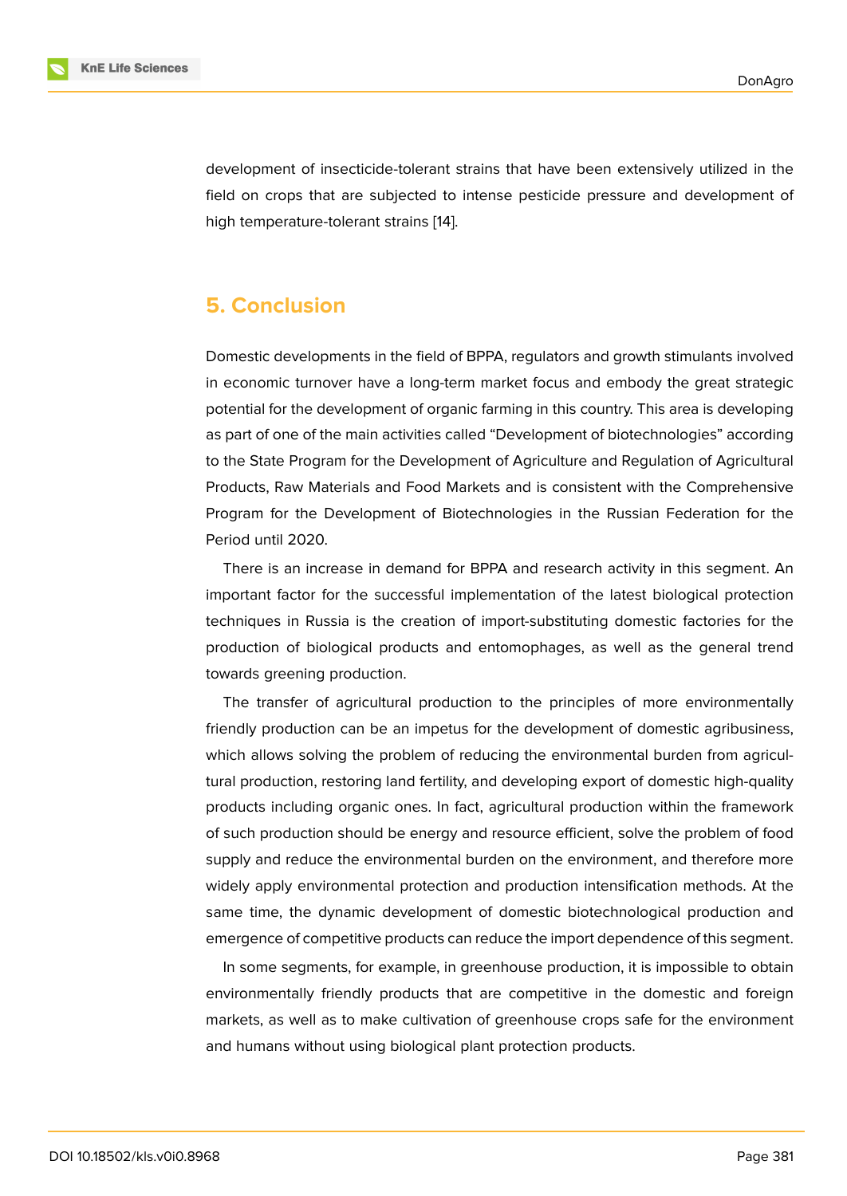development of insecticide-tolerant strains that have been extensively utilized in the field on crops that are subjected to intense pesticide pressure and development of high temperature-tolerant strains [14].

## 5. Conclusion

Domestic developments in the field of BPPA, regulators and growth stimulants involved in economic turnover have a long-term market focus and embody the great strategic potential for the development of organic farming in this country. This area is developing as part of one of the main activities called "Development of biotechnologies" according to the State Program for the Development of Agriculture and Regulation of Agricultural Products, Raw Materials and Food Markets and is consistent with the Comprehensive Program for the Development of Biotechnologies in the Russian Federation for the Period until 2020.

There is an increase in demand for BPPA and research activity in this segment. An important factor for the successful implementation of the latest biological protection techniques in Russia is the creation of import-substituting domestic factories for the production of biological products and entomophages, as well as the general trend towards greening production.

The transfer of agricultural production to the principles of more environmentally friendly production can be an impetus for the development of domestic agribusiness, which allows solving the problem of reducing the environmental burden from agricultural production, restoring land fertility, and developing export of domestic high-quality products including organic ones. In fact, agricultural production within the framework of such production should be energy and resource efficient, solve the problem of food supply and reduce the environmental burden on the environment, and therefore more widely apply environmental protection and production intensification methods. At the same time, the dynamic development of domestic biotechnological production and emergence of competitive products can reduce the import dependence of this segment.

In some segments, for example, in greenhouse production, it is impossible to obtain environmentally friendly products that are competitive in the domestic and foreign markets, as well as to make cultivation of greenhouse crops safe for the environment and humans without using biological plant protection products.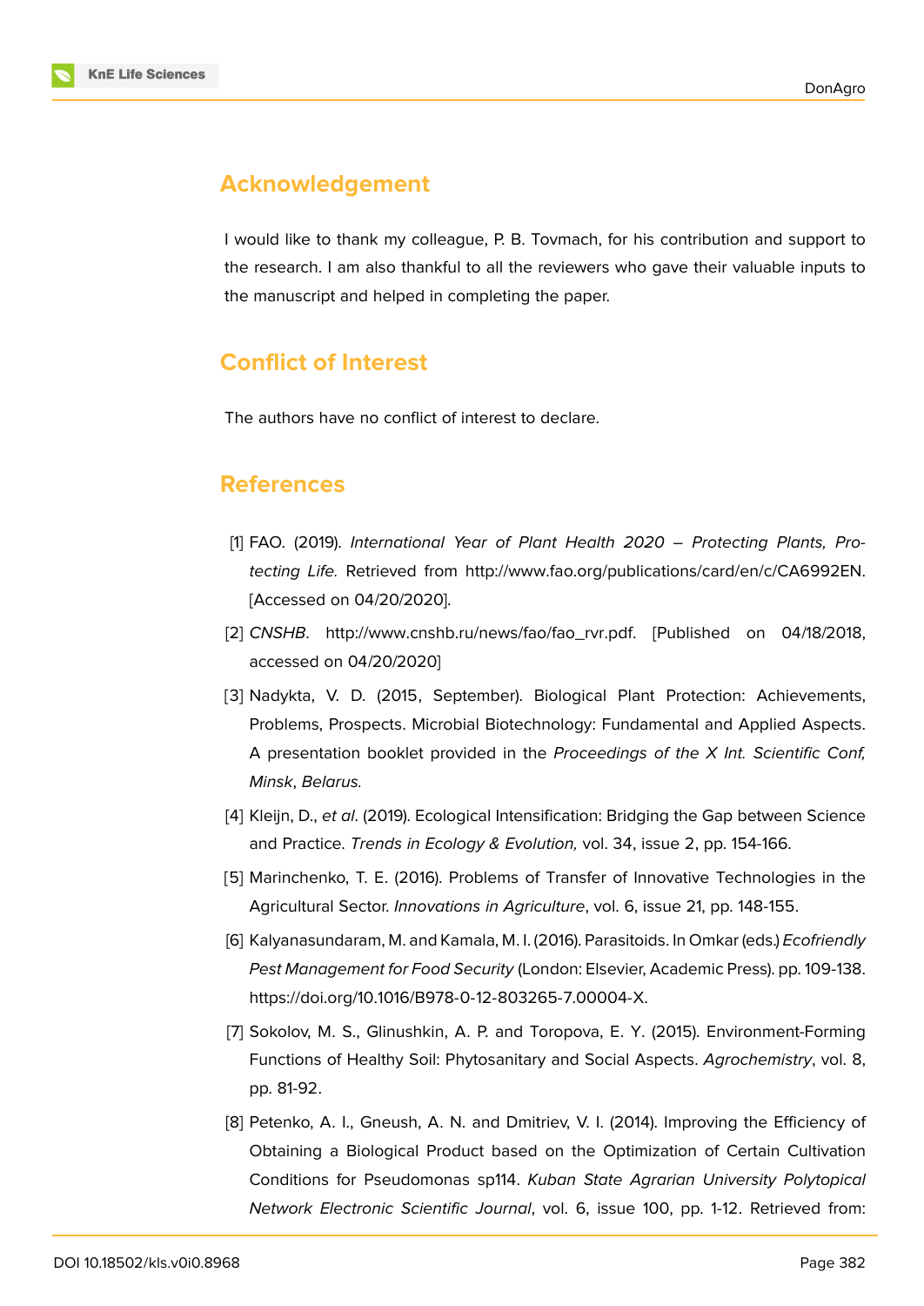## Acknowledgement

I would like to thank my colleague, P. B. Tovmach, for his contribution and support to the research. I am also thankful to all the reviewers who gave their valuable inputs to the manuscript and helped in completing the paper.

## Conflict of Interest

The authors have no conflict of interest to declare.

## References

[1] FAO. (2019). *International Year of Plant Health 2020 – Protecting Plants, Protecting Life*. Retrieved from http://www.fao.org/publications/card/en/c/CA6992EN. [Accessed on 04/20/2020].

[2] *CNSHB*. http://www.cnshb.ru/news/fao/fao_rvr.pdf. [Published on 04/18/2018, accessed on 04/20/2020]

[3] Nadykta, V. D. (2015, September). Biological Plant Protection: Achievements, Problems, Prospects. Microbial Biotechnology: Fundamental and Applied Aspects. A presentation booklet provided in the *Proceedings of the X Int. Scientific Conf, Minsk*, *Belarus.*

[4] Kleijn, D., *et al*. (2019). Ecological Intensification: Bridging the Gap between Science and Practice. *Trends in Ecology & Evolution,* vol. 34, issue 2, pp. 154-166.

[5] Marinchenko, T. E. (2016). Problems of Transfer of Innovative Technologies in the Agricultural Sector. *Innovations in Agriculture*, vol. 6, issue 21, pp. 148-155.

[6] Kalyanasundaram, M. and Kamala, M. I. (2016). Parasitoids. In Omkar (eds.) *Ecofriendly Pest Management for Food Security* (London: Elsevier, Academic Press). pp. 109-138. https://doi.org/10.1016/B978-0-12-803265-7.00004-X.

[7] Sokolov, M. S., Glinushkin, A. P. and Toropova, E. Y. (2015). Environment-Forming Functions of Healthy Soil: Phytosanitary and Social Aspects. *Agrochemistry*, vol. 8, pp. 81-92.

[8] Petenko, A. I., Gneush, A. N. and Dmitriev, V. I. (2014). Improving the Efficiency of Obtaining a Biological Product based on the Optimization of Certain Cultivation Conditions for Pseudomonas sp114. *Kuban State Agrarian University Polytopical Network Electronic Scientific Journal*, vol. 6, issue 100, pp. 1-12. Retrieved from: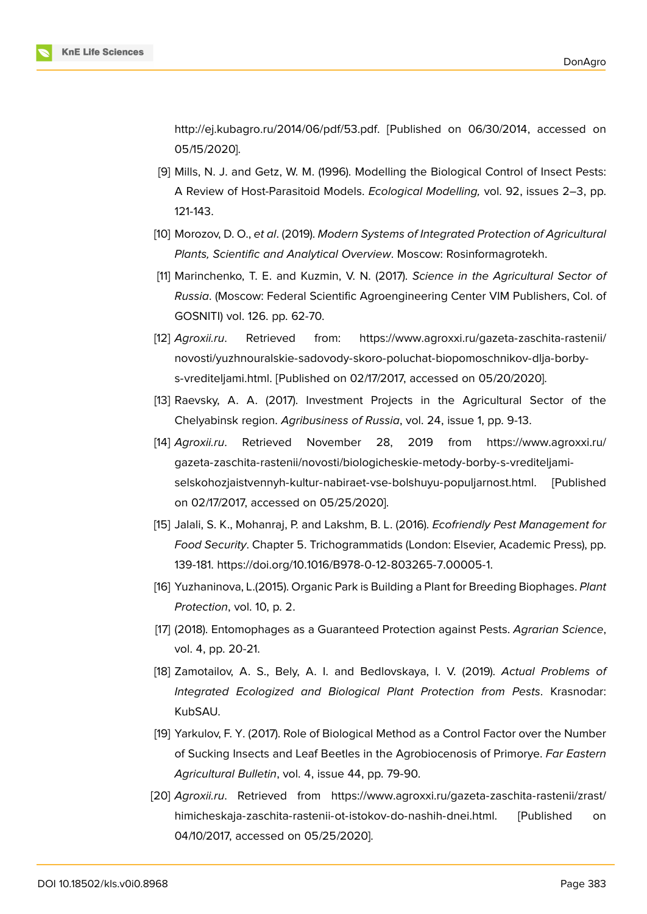http://ej.kubagro.ru/2014/06/pdf/53.pdf. [Published on 06/30/2014, accessed on 05/15/2020].

[9] Mills, N. J. and Getz, W. M. (1996). Modelling the Biological Control of Insect Pests: A Review of Host-Parasitoid Models. *Ecological Modelling,* vol. 92, issues 2–3, pp. 121-143.

[10] Morozov, D. O., *et al*. (2019). *Modern Systems of Integrated Protection of Agricultural Plants, Scientific and Analytical Overview*. Moscow: Rosinformagrotekh.

[11] Marinchenko, T. E. and Kuzmin, V. N. (2017). *Science in the Agricultural Sector of Russia*. (Moscow: Federal Scientific Agroengineering Center VIM Publishers, Col. of GOSNITI) vol. 126. pp. 62-70.

[12] *Agroxii.ru*. Retrieved from: https://www.agroxxi.ru/gazeta-zaschita-rastenii/novosti/yuzhnouralskie-sadovody-skoro-poluchat-biopomoschnikov-dlja-borby-s-vrediteljami.html. [Published on 02/17/2017, accessed on 05/20/2020].

[13] Raevsky, A. A. (2017). Investment Projects in the Agricultural Sector of the Chelyabinsk region. *Agribusiness of Russia*, vol. 24, issue 1, pp. 9-13.

[14] *Agroxii.ru*. Retrieved November 28, 2019 from https://www.agroxxi.ru/gazeta-zaschita-rastenii/novosti/biologicheskie-metody-borby-s-vrediteljami-selskohozjaistvennyh-kultur-nabiraet-vse-bolshuyu-populjarnost.html. [Published on 02/17/2017, accessed on 05/25/2020].

[15] Jalali, S. K., Mohanraj, P. and Lakshm, B. L. (2016). *Ecofriendly Pest Management for Food Security*. Chapter 5. Trichogrammatids (London: Elsevier, Academic Press), pp. 139-181. https://doi.org/10.1016/B978-0-12-803265-7.00005-1.

[16] Yuzhaninova, L.(2015). Organic Park is Building a Plant for Breeding Biophages. *Plant Protection*, vol. 10, p. 2.

[17] (2018). Entomophages as a Guaranteed Protection against Pests. *Agrarian Science*, vol. 4, pp. 20-21.

[18] Zamotailov, A. S., Bely, A. I. and Bedlovskaya, I. V. (2019). *Actual Problems of Integrated Ecologized and Biological Plant Protection from Pests*. Krasnodar: KubSAU.

[19] Yarkulov, F. Y. (2017). Role of Biological Method as a Control Factor over the Number of Sucking Insects and Leaf Beetles in the Agrobiocenosis of Primorye. *Far Eastern Agricultural Bulletin*, vol. 4, issue 44, pp. 79-90.

[20] *Agroxii.ru*. Retrieved from https://www.agroxxi.ru/gazeta-zaschita-rastenii/zrast/himicheskaja-zaschita-rastenii-ot-istokov-do-nashih-dnei.html. [Published on 04/10/2017, accessed on 05/25/2020].